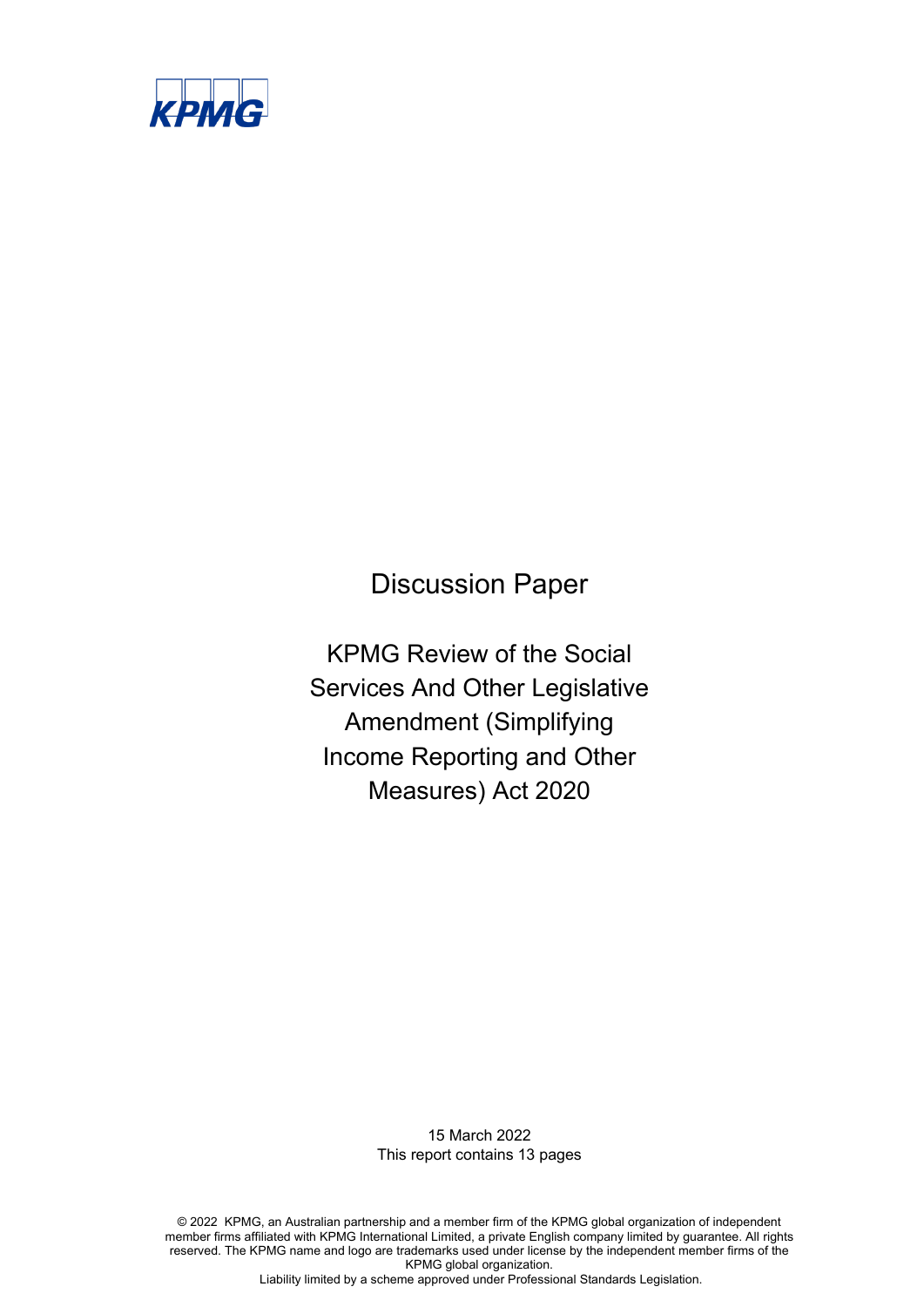KPMG

# Discussion Paper

## KPMG Review of the Social Services And Other Legislative Amendment (Simplifying Income Reporting and Other Measures) Act 2020

15 March 2022
This report contains 13 pages

© 2022 KPMG, an Australian partnership and a member firm of the KPMG global organization of independent member firms affiliated with KPMG International Limited, a private English company limited by guarantee. All rights reserved. The KPMG name and logo are trademarks used under license by the independent member firms of the KPMG global organization.
Liability limited by a scheme approved under Professional Standards Legislation.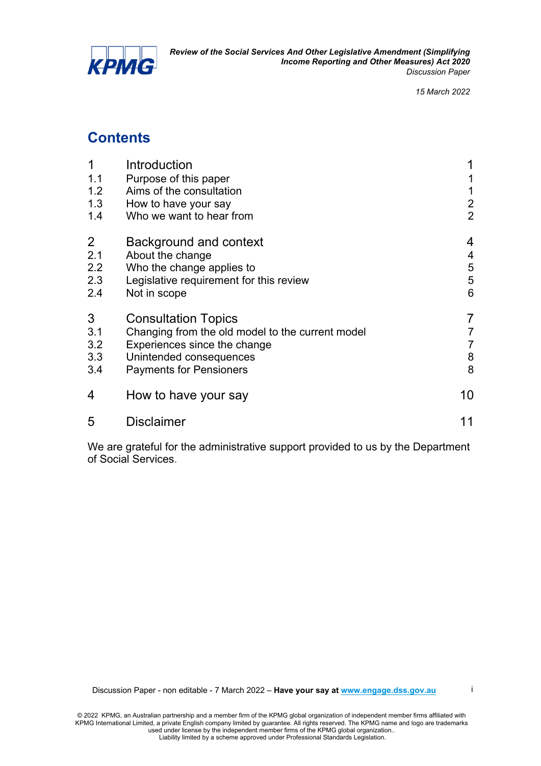# Contents

| | | |
|---|---|---|
| 1 | Introduction | 1 |
| 1.1 | Purpose of this paper | 1 |
| 1.2 | Aims of the consultation | 1 |
| 1.3 | How to have your say | 2 |
| 1.4 | Who we want to hear from | 2 |
| 2 | Background and context | 4 |
| 2.1 | About the change | 4 |
| 2.2 | Who the change applies to | 5 |
| 2.3 | Legislative requirement for this review | 5 |
| 2.4 | Not in scope | 6 |
| 3 | Consultation Topics | 7 |
| 3.1 | Changing from the old model to the current model | 7 |
| 3.2 | Experiences since the change | 7 |
| 3.3 | Unintended consequences | 8 |
| 3.4 | Payments for Pensioners | 8 |
| 4 | How to have your say | 10 |
| 5 | Disclaimer | 11 |

We are grateful for the administrative support provided to us by the Department of Social Services.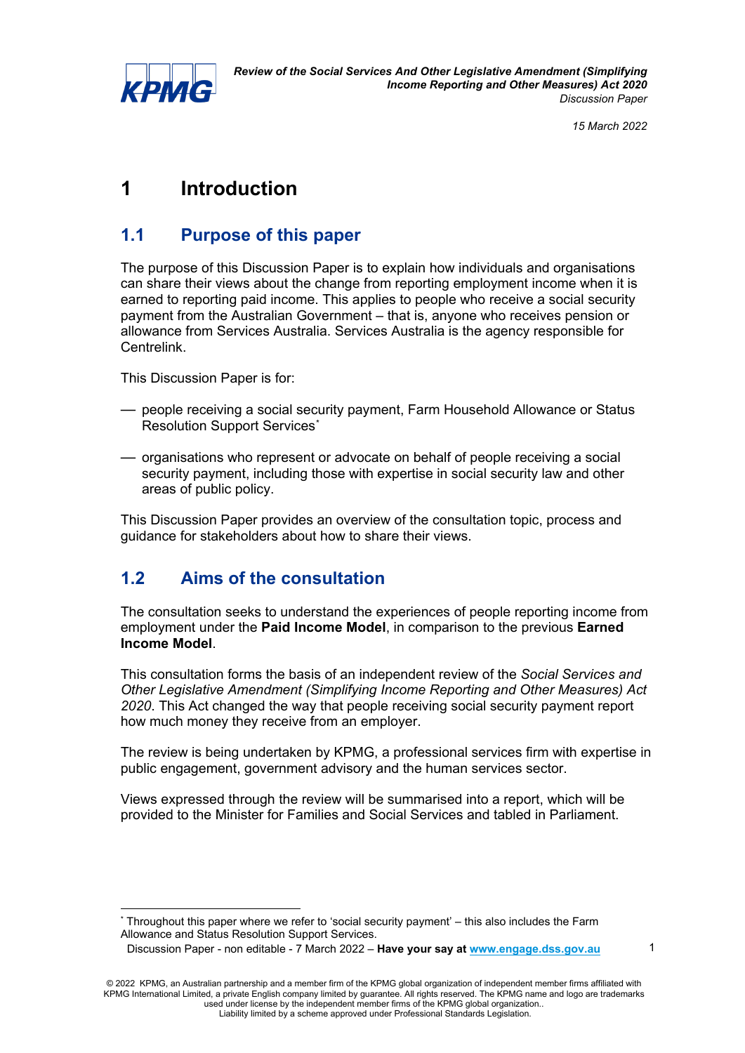// Running header, footer "Discussion Paper - non editable...", copyright and page number omitted; footnote retained.
# 1 Introduction

## 1.1 Purpose of this paper

The purpose of this Discussion Paper is to explain how individuals and organisations can share their views about the change from reporting employment income when it is earned to reporting paid income. This applies to people who receive a social security payment from the Australian Government – that is, anyone who receives pension or allowance from Services Australia. Services Australia is the agency responsible for Centrelink.

This Discussion Paper is for:

- people receiving a social security payment, Farm Household Allowance or Status Resolution Support Services*
- organisations who represent or advocate on behalf of people receiving a social security payment, including those with expertise in social security law and other areas of public policy.

This Discussion Paper provides an overview of the consultation topic, process and guidance for stakeholders about how to share their views.

## 1.2 Aims of the consultation

The consultation seeks to understand the experiences of people reporting income from employment under the **Paid Income Model**, in comparison to the previous **Earned Income Model**.

This consultation forms the basis of an independent review of the *Social Services and Other Legislative Amendment (Simplifying Income Reporting and Other Measures) Act 2020*. This Act changed the way that people receiving social security payment report how much money they receive from an employer.

The review is being undertaken by KPMG, a professional services firm with expertise in public engagement, government advisory and the human services sector.

Views expressed through the review will be summarised into a report, which will be provided to the Minister for Families and Social Services and tabled in Parliament.

* Throughout this paper where we refer to 'social security payment' – this also includes the Farm Allowance and Status Resolution Support Services.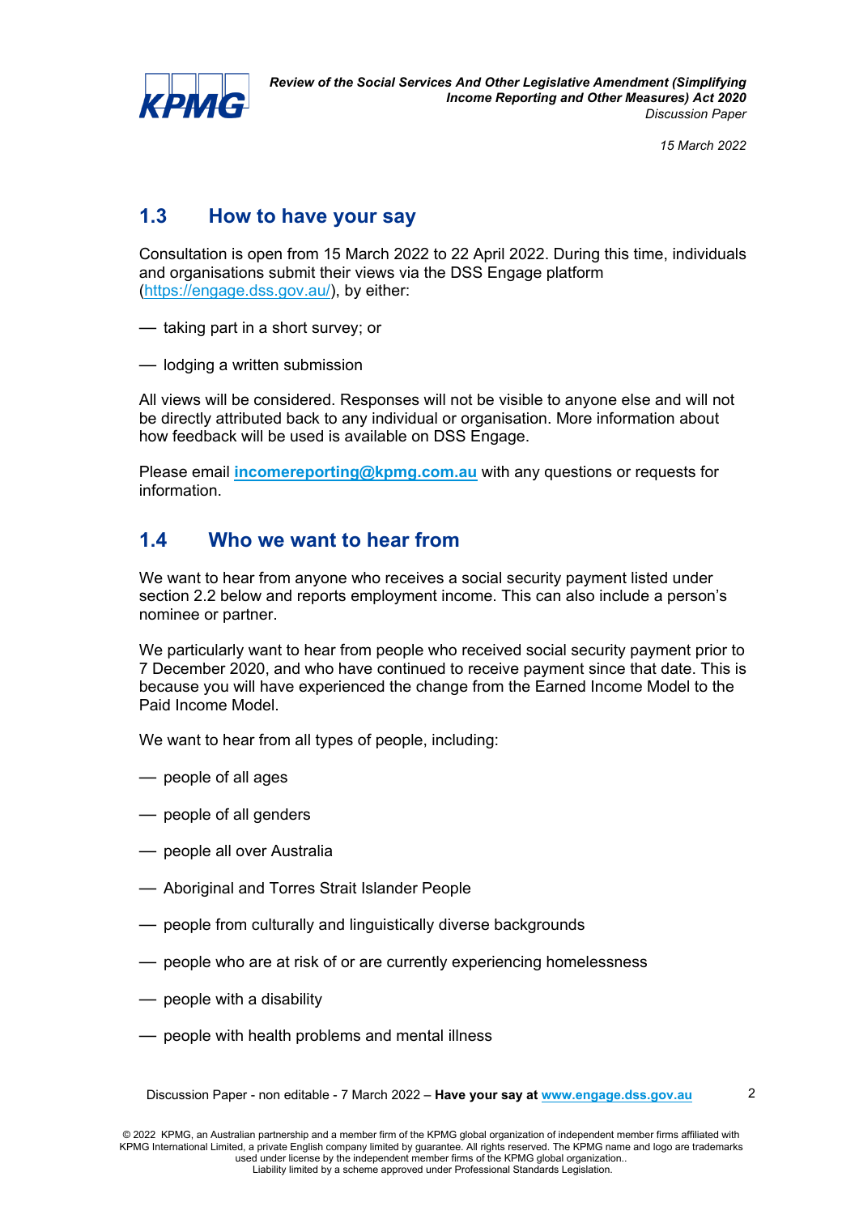## 1.3 How to have your say

Consultation is open from 15 March 2022 to 22 April 2022. During this time, individuals and organisations submit their views via the DSS Engage platform (https://engage.dss.gov.au/), by either:

- taking part in a short survey; or
- lodging a written submission

All views will be considered. Responses will not be visible to anyone else and will not be directly attributed back to any individual or organisation. More information about how feedback will be used is available on DSS Engage.

Please email **incomereporting@kpmg.com.au** with any questions or requests for information.

## 1.4 Who we want to hear from

We want to hear from anyone who receives a social security payment listed under section 2.2 below and reports employment income. This can also include a person's nominee or partner.

We particularly want to hear from people who received social security payment prior to 7 December 2020, and who have continued to receive payment since that date. This is because you will have experienced the change from the Earned Income Model to the Paid Income Model.

We want to hear from all types of people, including:

- people of all ages
- people of all genders
- people all over Australia
- Aboriginal and Torres Strait Islander People
- people from culturally and linguistically diverse backgrounds
- people who are at risk of or are currently experiencing homelessness
- people with a disability
- people with health problems and mental illness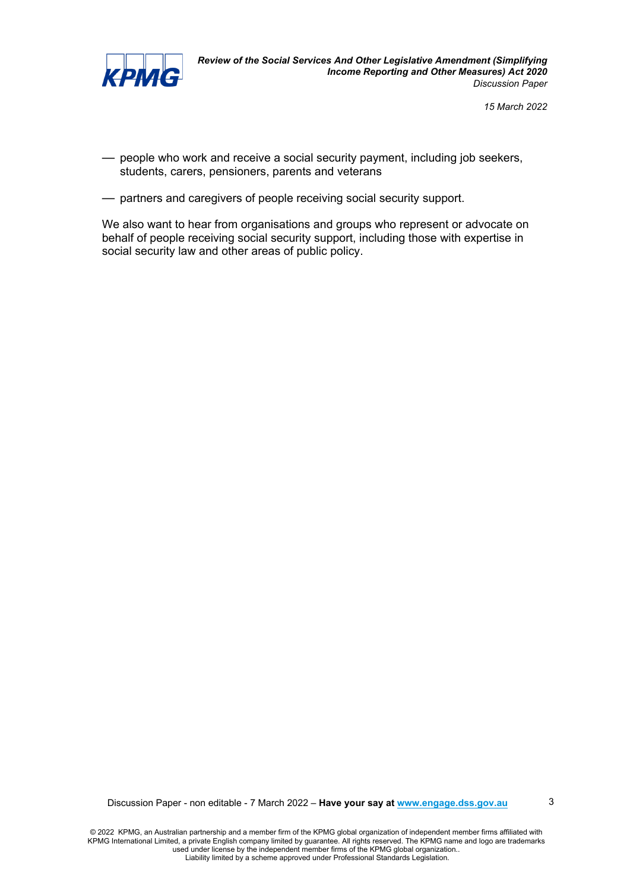- people who work and receive a social security payment, including job seekers, students, carers, pensioners, parents and veterans
- partners and caregivers of people receiving social security support.

We also want to hear from organisations and groups who represent or advocate on behalf of people receiving social security support, including those with expertise in social security law and other areas of public policy.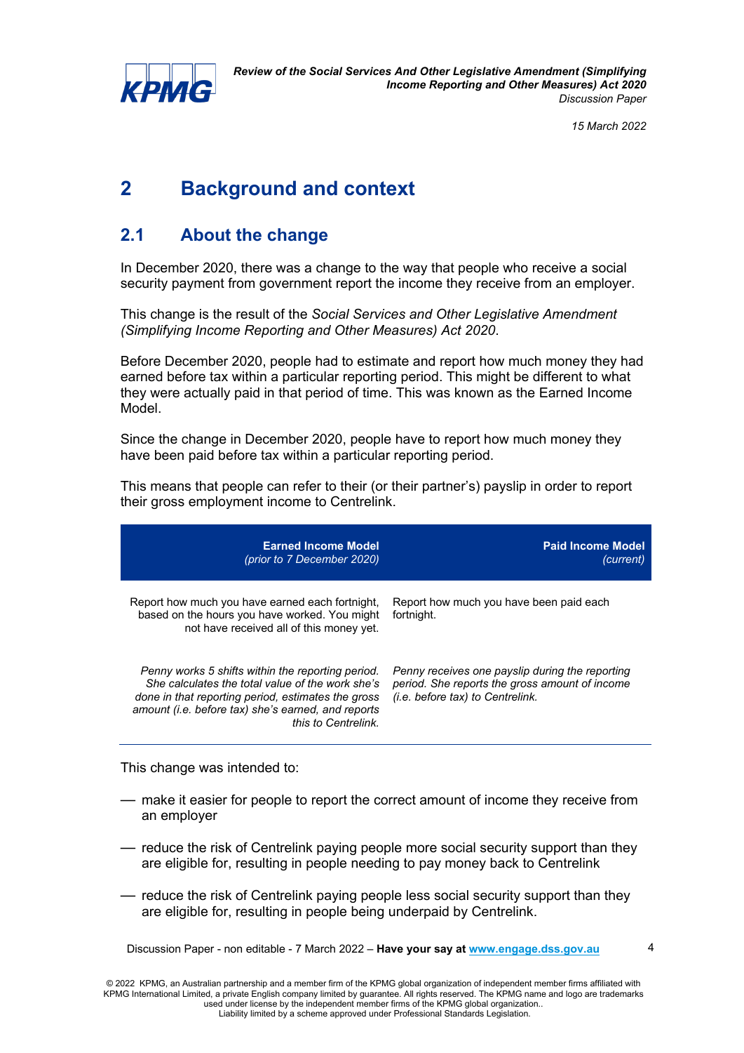# 2 Background and context

## 2.1 About the change

In December 2020, there was a change to the way that people who receive a social security payment from government report the income they receive from an employer.

This change is the result of the *Social Services and Other Legislative Amendment (Simplifying Income Reporting and Other Measures) Act 2020*.

Before December 2020, people had to estimate and report how much money they had earned before tax within a particular reporting period. This might be different to what they were actually paid in that period of time. This was known as the Earned Income Model.

Since the change in December 2020, people have to report how much money they have been paid before tax within a particular reporting period.

This means that people can refer to their (or their partner's) payslip in order to report their gross employment income to Centrelink.

| **Earned Income Model** *(prior to 7 December 2020)* | **Paid Income Model** *(current)* |
|---|---|
| Report how much you have earned each fortnight, based on the hours you have worked. You might not have received all of this money yet. | Report how much you have been paid each fortnight. |
| *Penny works 5 shifts within the reporting period. She calculates the total value of the work she's done in that reporting period, estimates the gross amount (i.e. before tax) she's earned, and reports this to Centrelink.* | *Penny receives one payslip during the reporting period. She reports the gross amount of income (i.e. before tax) to Centrelink.* |

This change was intended to:

- make it easier for people to report the correct amount of income they receive from an employer
- reduce the risk of Centrelink paying people more social security support than they are eligible for, resulting in people needing to pay money back to Centrelink
- reduce the risk of Centrelink paying people less social security support than they are eligible for, resulting in people being underpaid by Centrelink.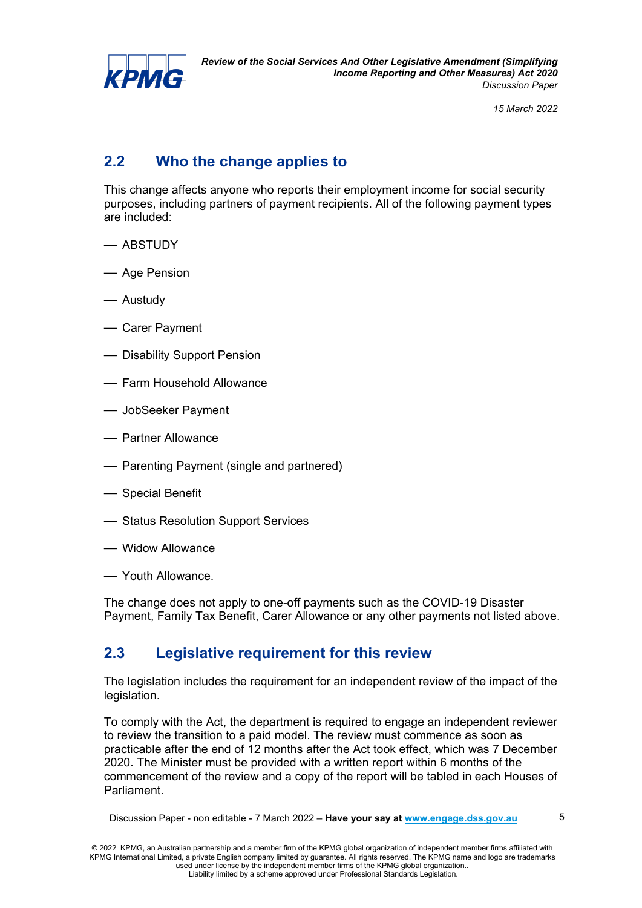## 2.2 Who the change applies to

This change affects anyone who reports their employment income for social security purposes, including partners of payment recipients. All of the following payment types are included:

- ABSTUDY
- Age Pension
- Austudy
- Carer Payment
- Disability Support Pension
- Farm Household Allowance
- JobSeeker Payment
- Partner Allowance
- Parenting Payment (single and partnered)
- Special Benefit
- Status Resolution Support Services
- Widow Allowance
- Youth Allowance.

The change does not apply to one-off payments such as the COVID-19 Disaster Payment, Family Tax Benefit, Carer Allowance or any other payments not listed above.

## 2.3 Legislative requirement for this review

The legislation includes the requirement for an independent review of the impact of the legislation.

To comply with the Act, the department is required to engage an independent reviewer to review the transition to a paid model. The review must commence as soon as practicable after the end of 12 months after the Act took effect, which was 7 December 2020. The Minister must be provided with a written report within 6 months of the commencement of the review and a copy of the report will be tabled in each Houses of Parliament.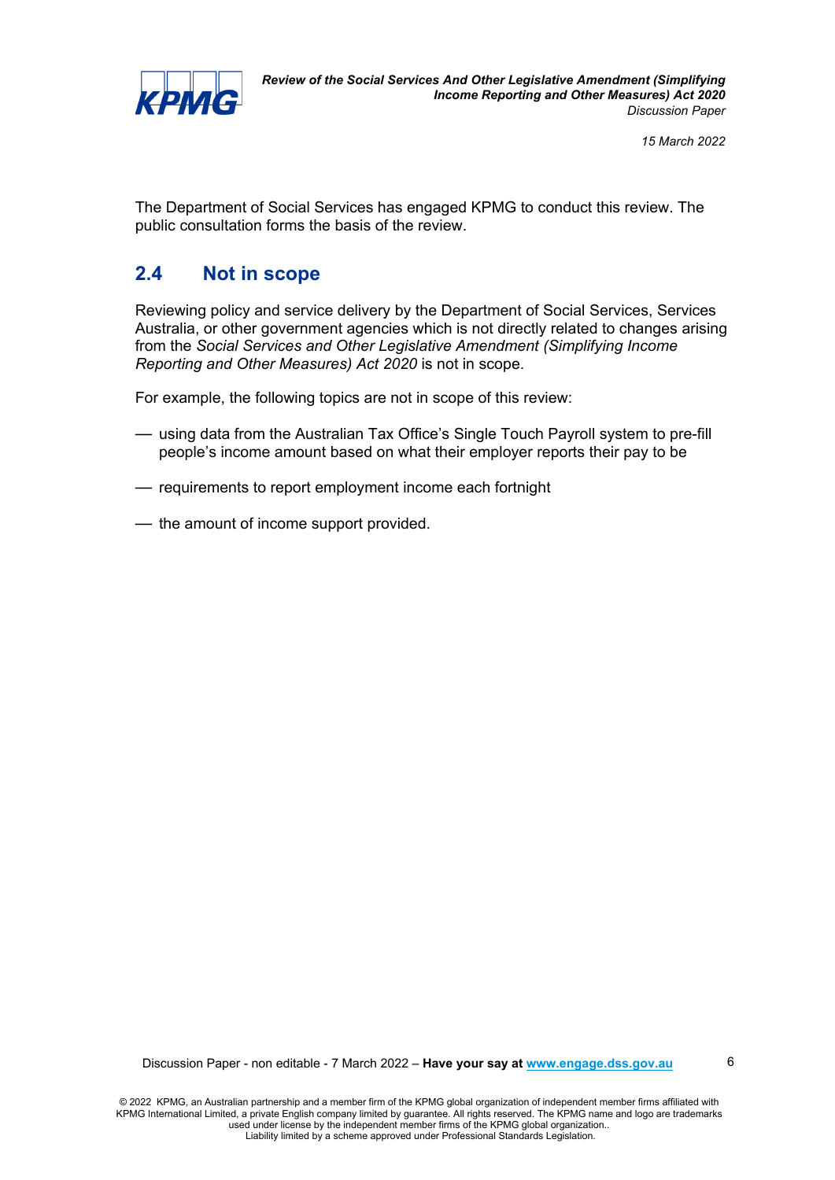The Department of Social Services has engaged KPMG to conduct this review. The public consultation forms the basis of the review.

## 2.4 Not in scope

Reviewing policy and service delivery by the Department of Social Services, Services Australia, or other government agencies which is not directly related to changes arising from the *Social Services and Other Legislative Amendment (Simplifying Income Reporting and Other Measures) Act 2020* is not in scope.

For example, the following topics are not in scope of this review:

- using data from the Australian Tax Office's Single Touch Payroll system to pre-fill people's income amount based on what their employer reports their pay to be
- requirements to report employment income each fortnight
- the amount of income support provided.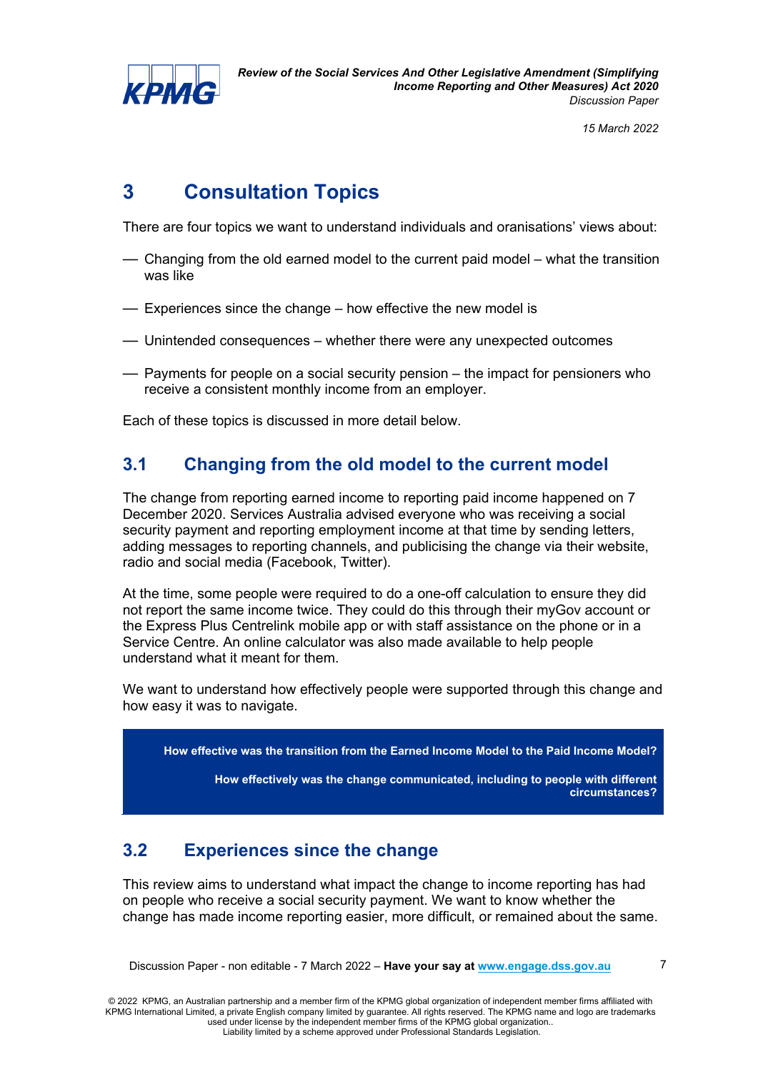# 3 Consultation Topics

There are four topics we want to understand individuals and oranisations' views about:

- Changing from the old earned model to the current paid model – what the transition was like
- Experiences since the change – how effective the new model is
- Unintended consequences – whether there were any unexpected outcomes
- Payments for people on a social security pension – the impact for pensioners who receive a consistent monthly income from an employer.

Each of these topics is discussed in more detail below.

## 3.1 Changing from the old model to the current model

The change from reporting earned income to reporting paid income happened on 7 December 2020. Services Australia advised everyone who was receiving a social security payment and reporting employment income at that time by sending letters, adding messages to reporting channels, and publicising the change via their website, radio and social media (Facebook, Twitter).

At the time, some people were required to do a one-off calculation to ensure they did not report the same income twice. They could do this through their myGov account or the Express Plus Centrelink mobile app or with staff assistance on the phone or in a Service Centre. An online calculator was also made available to help people understand what it meant for them.

We want to understand how effectively people were supported through this change and how easy it was to navigate.

> **How effective was the transition from the Earned Income Model to the Paid Income Model?**
>
> **How effectively was the change communicated, including to people with different circumstances?**

## 3.2 Experiences since the change

This review aims to understand what impact the change to income reporting has had on people who receive a social security payment. We want to know whether the change has made income reporting easier, more difficult, or remained about the same.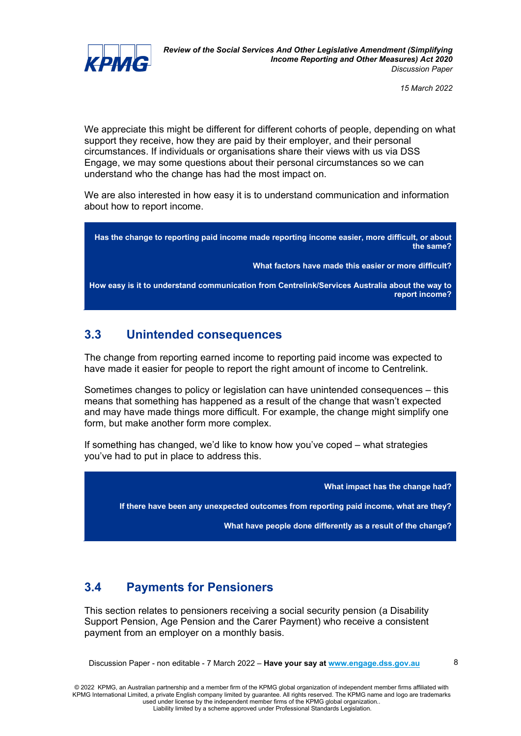We appreciate this might be different for different cohorts of people, depending on what support they receive, how they are paid by their employer, and their personal circumstances. If individuals or organisations share their views with us via DSS Engage, we may some questions about their personal circumstances so we can understand who the change has had the most impact on.

We are also interested in how easy it is to understand communication and information about how to report income.

**Has the change to reporting paid income made reporting income easier, more difficult, or about the same?**

**What factors have made this easier or more difficult?**

**How easy is it to understand communication from Centrelink/Services Australia about the way to report income?**

## 3.3 Unintended consequences

The change from reporting earned income to reporting paid income was expected to have made it easier for people to report the right amount of income to Centrelink.

Sometimes changes to policy or legislation can have unintended consequences – this means that something has happened as a result of the change that wasn't expected and may have made things more difficult. For example, the change might simplify one form, but make another form more complex.

If something has changed, we'd like to know how you've coped – what strategies you've had to put in place to address this.

**What impact has the change had?**

**If there have been any unexpected outcomes from reporting paid income, what are they?**

**What have people done differently as a result of the change?**

## 3.4 Payments for Pensioners

This section relates to pensioners receiving a social security pension (a Disability Support Pension, Age Pension and the Carer Payment) who receive a consistent payment from an employer on a monthly basis.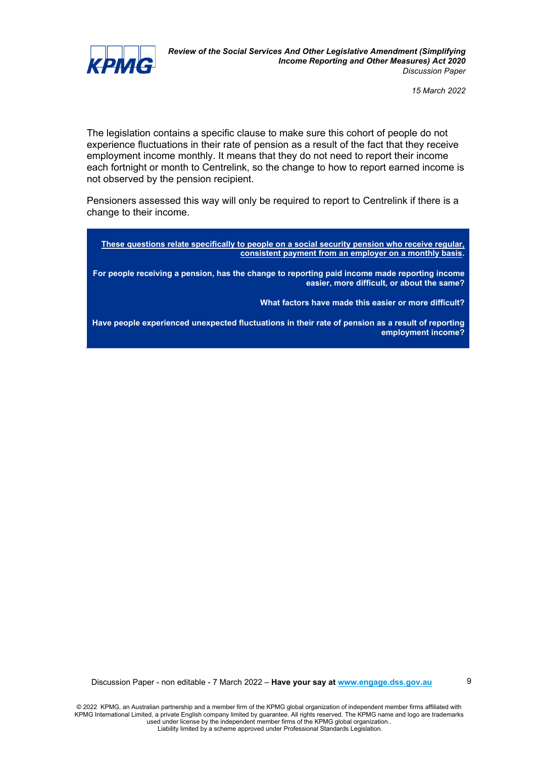The legislation contains a specific clause to make sure this cohort of people do not experience fluctuations in their rate of pension as a result of the fact that they receive employment income monthly. It means that they do not need to report their income each fortnight or month to Centrelink, so the change to how to report earned income is not observed by the pension recipient.

Pensioners assessed this way will only be required to report to Centrelink if there is a change to their income.

> **These questions relate specifically to people on a social security pension who receive regular, consistent payment from an employer on a monthly basis.**
>
> **For people receiving a pension, has the change to reporting paid income made reporting income easier, more difficult, or about the same?**
>
> **What factors have made this easier or more difficult?**
>
> **Have people experienced unexpected fluctuations in their rate of pension as a result of reporting employment income?**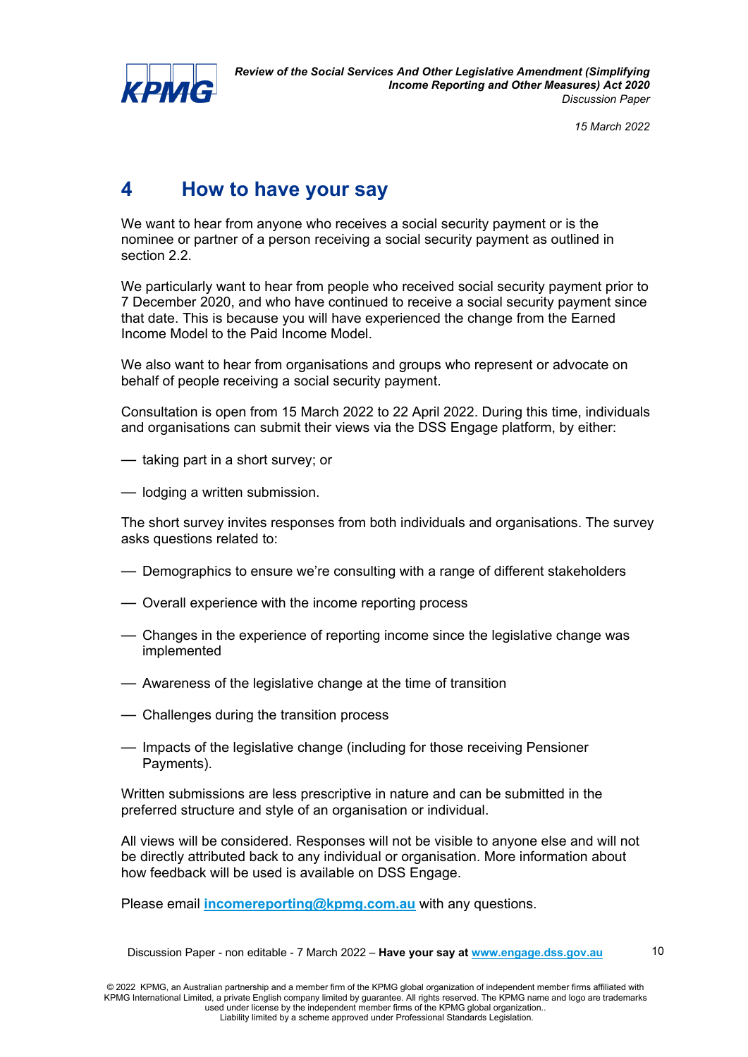# 4 How to have your say

We want to hear from anyone who receives a social security payment or is the nominee or partner of a person receiving a social security payment as outlined in section 2.2.

We particularly want to hear from people who received social security payment prior to 7 December 2020, and who have continued to receive a social security payment since that date. This is because you will have experienced the change from the Earned Income Model to the Paid Income Model.

We also want to hear from organisations and groups who represent or advocate on behalf of people receiving a social security payment.

Consultation is open from 15 March 2022 to 22 April 2022. During this time, individuals and organisations can submit their views via the DSS Engage platform, by either:

- taking part in a short survey; or
- lodging a written submission.

The short survey invites responses from both individuals and organisations. The survey asks questions related to:

- Demographics to ensure we're consulting with a range of different stakeholders
- Overall experience with the income reporting process
- Changes in the experience of reporting income since the legislative change was implemented
- Awareness of the legislative change at the time of transition
- Challenges during the transition process
- Impacts of the legislative change (including for those receiving Pensioner Payments).

Written submissions are less prescriptive in nature and can be submitted in the preferred structure and style of an organisation or individual.

All views will be considered. Responses will not be visible to anyone else and will not be directly attributed back to any individual or organisation. More information about how feedback will be used is available on DSS Engage.

Please email **incomereporting@kpmg.com.au** with any questions.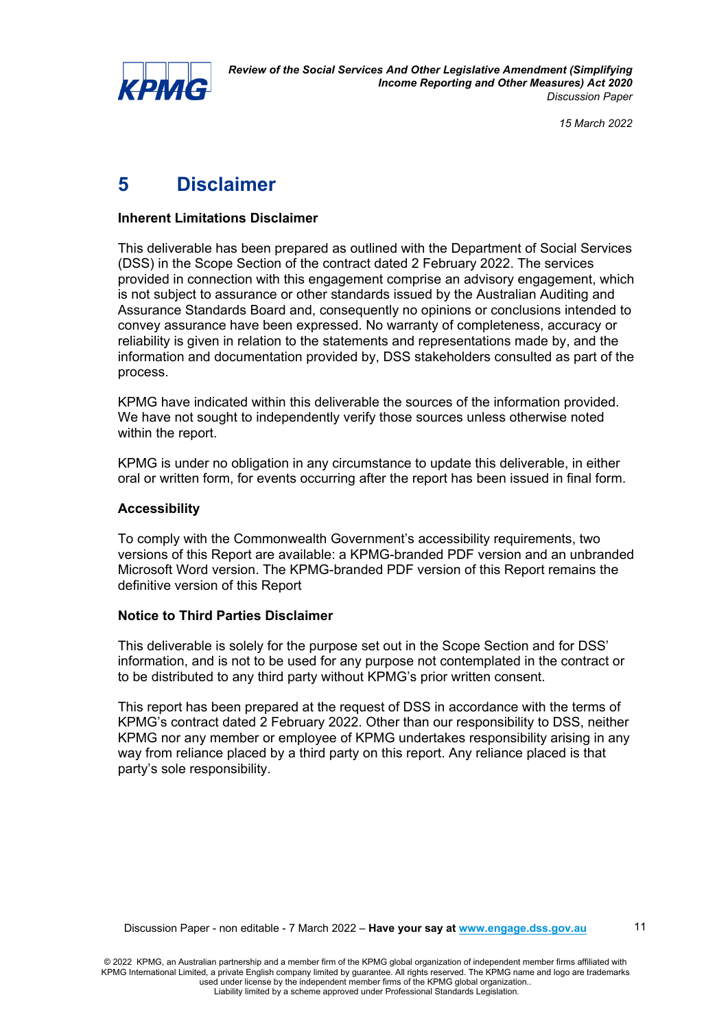# 5 Disclaimer

**Inherent Limitations Disclaimer**

This deliverable has been prepared as outlined with the Department of Social Services (DSS) in the Scope Section of the contract dated 2 February 2022. The services provided in connection with this engagement comprise an advisory engagement, which is not subject to assurance or other standards issued by the Australian Auditing and Assurance Standards Board and, consequently no opinions or conclusions intended to convey assurance have been expressed. No warranty of completeness, accuracy or reliability is given in relation to the statements and representations made by, and the information and documentation provided by, DSS stakeholders consulted as part of the process.

KPMG have indicated within this deliverable the sources of the information provided. We have not sought to independently verify those sources unless otherwise noted within the report.

KPMG is under no obligation in any circumstance to update this deliverable, in either oral or written form, for events occurring after the report has been issued in final form.

**Accessibility**

To comply with the Commonwealth Government's accessibility requirements, two versions of this Report are available: a KPMG-branded PDF version and an unbranded Microsoft Word version. The KPMG-branded PDF version of this Report remains the definitive version of this Report

**Notice to Third Parties Disclaimer**

This deliverable is solely for the purpose set out in the Scope Section and for DSS' information, and is not to be used for any purpose not contemplated in the contract or to be distributed to any third party without KPMG's prior written consent.

This report has been prepared at the request of DSS in accordance with the terms of KPMG's contract dated 2 February 2022. Other than our responsibility to DSS, neither KPMG nor any member or employee of KPMG undertakes responsibility arising in any way from reliance placed by a third party on this report. Any reliance placed is that party's sole responsibility.